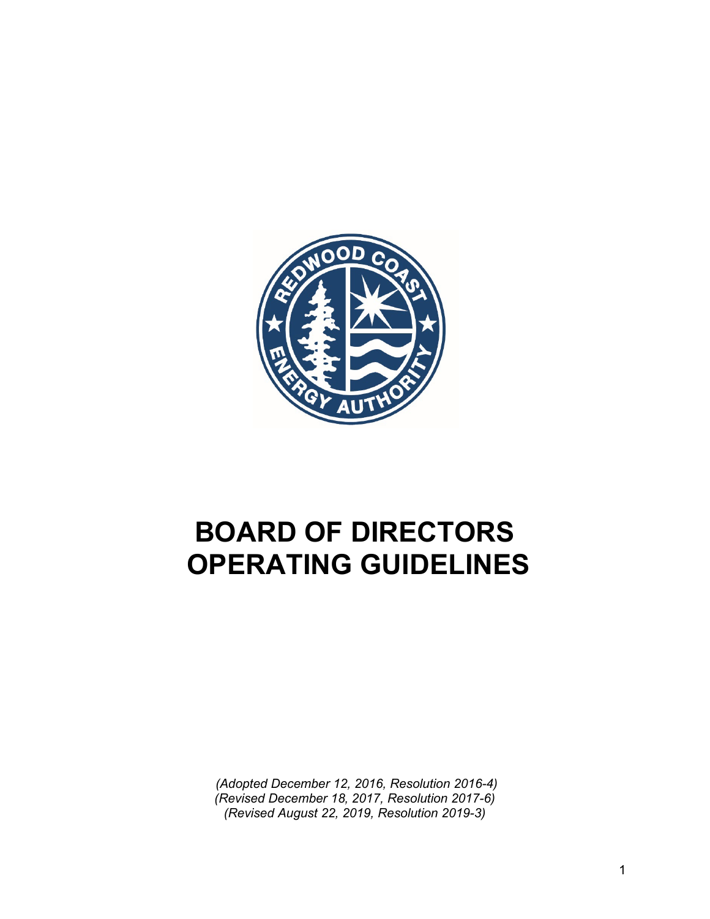# BOARD OF DIRECTORS OPERATING GUIDELINES

*(Adopted December 12, 2016, Resolution 2016-4)*
*(Revised December 18, 2017, Resolution 2017-6)*
*(Revised August 22, 2019, Resolution 2019-3)*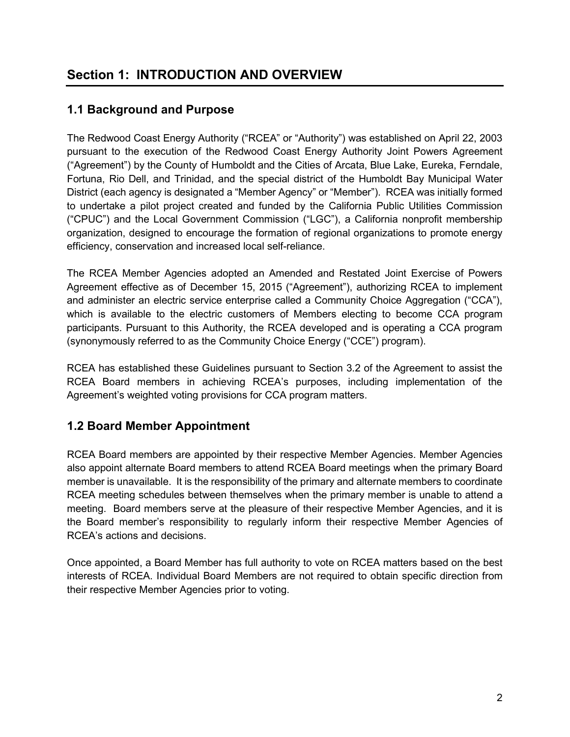# Section 1: INTRODUCTION AND OVERVIEW

## 1.1 Background and Purpose

The Redwood Coast Energy Authority ("RCEA" or "Authority") was established on April 22, 2003 pursuant to the execution of the Redwood Coast Energy Authority Joint Powers Agreement ("Agreement") by the County of Humboldt and the Cities of Arcata, Blue Lake, Eureka, Ferndale, Fortuna, Rio Dell, and Trinidad, and the special district of the Humboldt Bay Municipal Water District (each agency is designated a "Member Agency" or "Member"). RCEA was initially formed to undertake a pilot project created and funded by the California Public Utilities Commission ("CPUC") and the Local Government Commission ("LGC"), a California nonprofit membership organization, designed to encourage the formation of regional organizations to promote energy efficiency, conservation and increased local self-reliance.

The RCEA Member Agencies adopted an Amended and Restated Joint Exercise of Powers Agreement effective as of December 15, 2015 ("Agreement"), authorizing RCEA to implement and administer an electric service enterprise called a Community Choice Aggregation ("CCA"), which is available to the electric customers of Members electing to become CCA program participants. Pursuant to this Authority, the RCEA developed and is operating a CCA program (synonymously referred to as the Community Choice Energy ("CCE") program).

RCEA has established these Guidelines pursuant to Section 3.2 of the Agreement to assist the RCEA Board members in achieving RCEA's purposes, including implementation of the Agreement's weighted voting provisions for CCA program matters.

## 1.2 Board Member Appointment

RCEA Board members are appointed by their respective Member Agencies. Member Agencies also appoint alternate Board members to attend RCEA Board meetings when the primary Board member is unavailable. It is the responsibility of the primary and alternate members to coordinate RCEA meeting schedules between themselves when the primary member is unable to attend a meeting. Board members serve at the pleasure of their respective Member Agencies, and it is the Board member's responsibility to regularly inform their respective Member Agencies of RCEA's actions and decisions.

Once appointed, a Board Member has full authority to vote on RCEA matters based on the best interests of RCEA. Individual Board Members are not required to obtain specific direction from their respective Member Agencies prior to voting.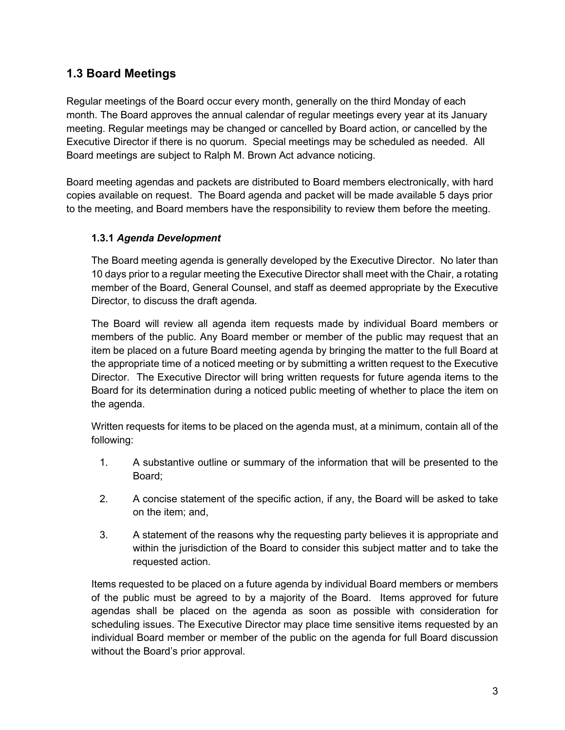## 1.3 Board Meetings

Regular meetings of the Board occur every month, generally on the third Monday of each month. The Board approves the annual calendar of regular meetings every year at its January meeting. Regular meetings may be changed or cancelled by Board action, or cancelled by the Executive Director if there is no quorum. Special meetings may be scheduled as needed. All Board meetings are subject to Ralph M. Brown Act advance noticing.

Board meeting agendas and packets are distributed to Board members electronically, with hard copies available on request. The Board agenda and packet will be made available 5 days prior to the meeting, and Board members have the responsibility to review them before the meeting.

### 1.3.1 *Agenda Development*

The Board meeting agenda is generally developed by the Executive Director. No later than 10 days prior to a regular meeting the Executive Director shall meet with the Chair, a rotating member of the Board, General Counsel, and staff as deemed appropriate by the Executive Director, to discuss the draft agenda.

The Board will review all agenda item requests made by individual Board members or members of the public. Any Board member or member of the public may request that an item be placed on a future Board meeting agenda by bringing the matter to the full Board at the appropriate time of a noticed meeting or by submitting a written request to the Executive Director. The Executive Director will bring written requests for future agenda items to the Board for its determination during a noticed public meeting of whether to place the item on the agenda.

Written requests for items to be placed on the agenda must, at a minimum, contain all of the following:

1. A substantive outline or summary of the information that will be presented to the Board;
2. A concise statement of the specific action, if any, the Board will be asked to take on the item; and,
3. A statement of the reasons why the requesting party believes it is appropriate and within the jurisdiction of the Board to consider this subject matter and to take the requested action.

Items requested to be placed on a future agenda by individual Board members or members of the public must be agreed to by a majority of the Board. Items approved for future agendas shall be placed on the agenda as soon as possible with consideration for scheduling issues. The Executive Director may place time sensitive items requested by an individual Board member or member of the public on the agenda for full Board discussion without the Board's prior approval.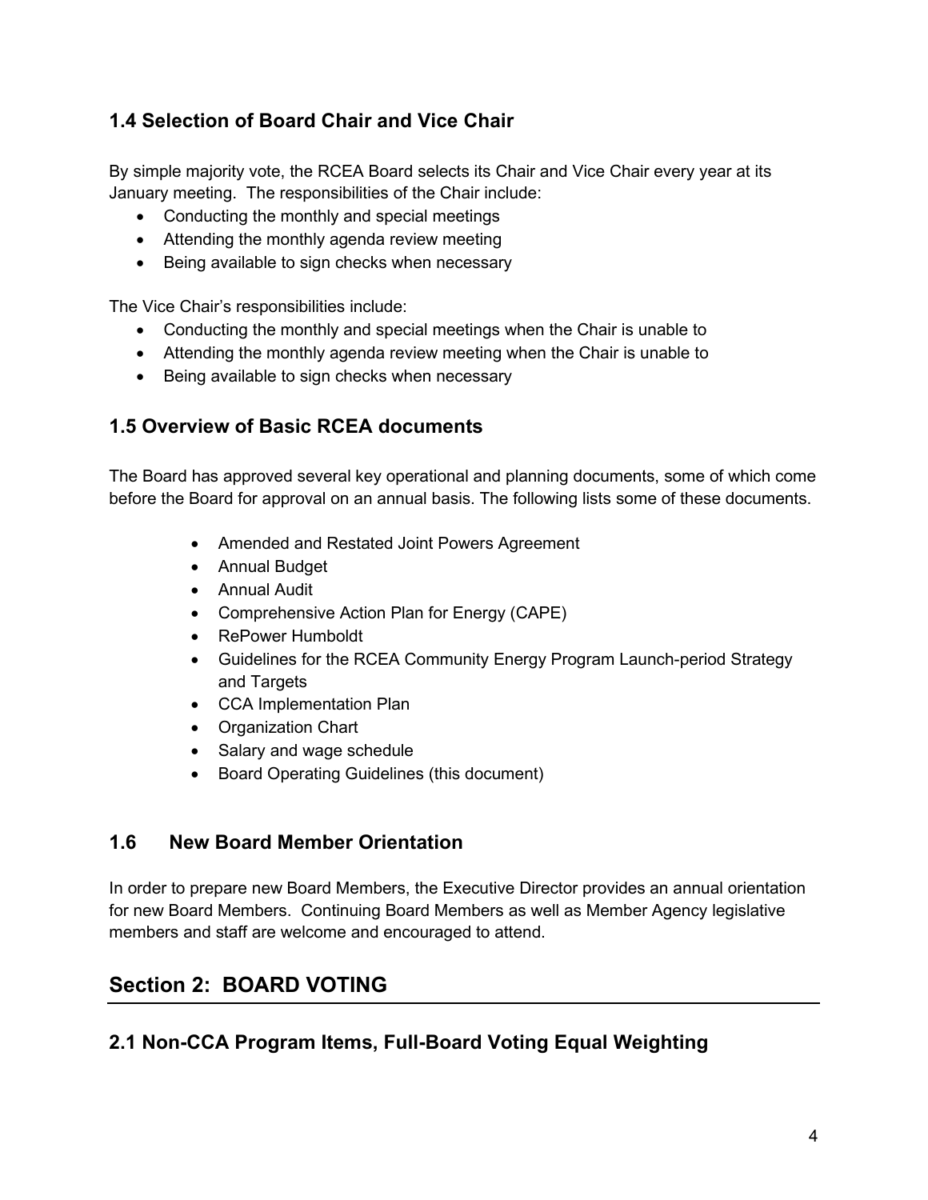### 1.4 Selection of Board Chair and Vice Chair

By simple majority vote, the RCEA Board selects its Chair and Vice Chair every year at its January meeting. The responsibilities of the Chair include:

- Conducting the monthly and special meetings
- Attending the monthly agenda review meeting
- Being available to sign checks when necessary

The Vice Chair's responsibilities include:

- Conducting the monthly and special meetings when the Chair is unable to
- Attending the monthly agenda review meeting when the Chair is unable to
- Being available to sign checks when necessary

### 1.5 Overview of Basic RCEA documents

The Board has approved several key operational and planning documents, some of which come before the Board for approval on an annual basis. The following lists some of these documents.

- Amended and Restated Joint Powers Agreement
- Annual Budget
- Annual Audit
- Comprehensive Action Plan for Energy (CAPE)
- RePower Humboldt
- Guidelines for the RCEA Community Energy Program Launch-period Strategy and Targets
- CCA Implementation Plan
- Organization Chart
- Salary and wage schedule
- Board Operating Guidelines (this document)

### 1.6 New Board Member Orientation

In order to prepare new Board Members, the Executive Director provides an annual orientation for new Board Members. Continuing Board Members as well as Member Agency legislative members and staff are welcome and encouraged to attend.

## Section 2: BOARD VOTING

### 2.1 Non-CCA Program Items, Full-Board Voting Equal Weighting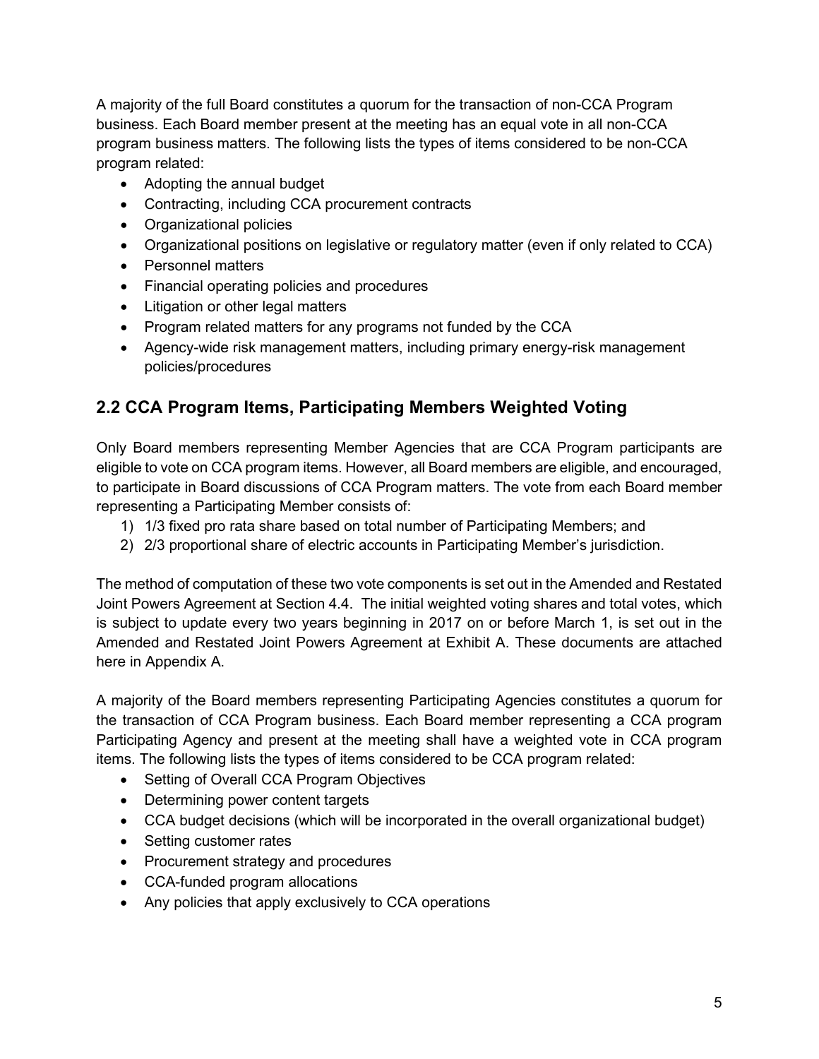A majority of the full Board constitutes a quorum for the transaction of non-CCA Program business. Each Board member present at the meeting has an equal vote in all non-CCA program business matters. The following lists the types of items considered to be non-CCA program related:

- Adopting the annual budget
- Contracting, including CCA procurement contracts
- Organizational policies
- Organizational positions on legislative or regulatory matter (even if only related to CCA)
- Personnel matters
- Financial operating policies and procedures
- Litigation or other legal matters
- Program related matters for any programs not funded by the CCA
- Agency-wide risk management matters, including primary energy-risk management policies/procedures

## 2.2 CCA Program Items, Participating Members Weighted Voting

Only Board members representing Member Agencies that are CCA Program participants are eligible to vote on CCA program items. However, all Board members are eligible, and encouraged, to participate in Board discussions of CCA Program matters. The vote from each Board member representing a Participating Member consists of:

1) 1/3 fixed pro rata share based on total number of Participating Members; and
2) 2/3 proportional share of electric accounts in Participating Member's jurisdiction.

The method of computation of these two vote components is set out in the Amended and Restated Joint Powers Agreement at Section 4.4. The initial weighted voting shares and total votes, which is subject to update every two years beginning in 2017 on or before March 1, is set out in the Amended and Restated Joint Powers Agreement at Exhibit A. These documents are attached here in Appendix A.

A majority of the Board members representing Participating Agencies constitutes a quorum for the transaction of CCA Program business. Each Board member representing a CCA program Participating Agency and present at the meeting shall have a weighted vote in CCA program items. The following lists the types of items considered to be CCA program related:

- Setting of Overall CCA Program Objectives
- Determining power content targets
- CCA budget decisions (which will be incorporated in the overall organizational budget)
- Setting customer rates
- Procurement strategy and procedures
- CCA-funded program allocations
- Any policies that apply exclusively to CCA operations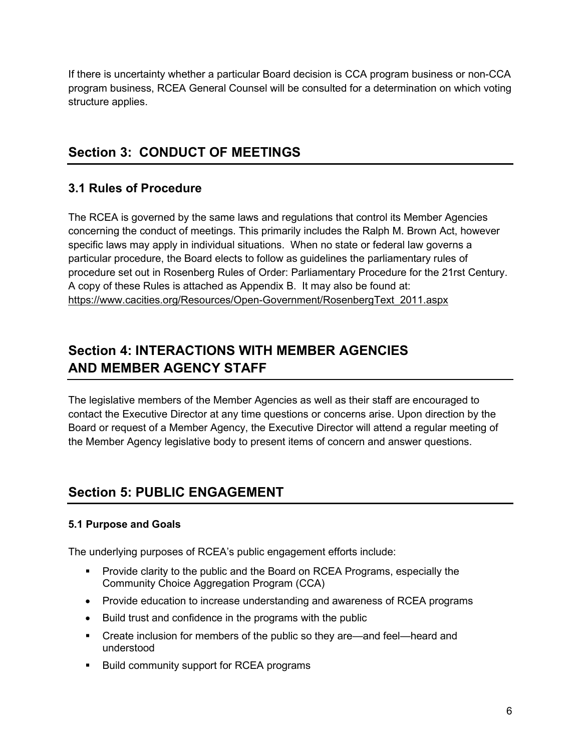If there is uncertainty whether a particular Board decision is CCA program business or non-CCA program business, RCEA General Counsel will be consulted for a determination on which voting structure applies.

## Section 3: CONDUCT OF MEETINGS

### 3.1 Rules of Procedure

The RCEA is governed by the same laws and regulations that control its Member Agencies concerning the conduct of meetings. This primarily includes the Ralph M. Brown Act, however specific laws may apply in individual situations. When no state or federal law governs a particular procedure, the Board elects to follow as guidelines the parliamentary rules of procedure set out in Rosenberg Rules of Order: Parliamentary Procedure for the 21rst Century. A copy of these Rules is attached as Appendix B. It may also be found at: https://www.cacities.org/Resources/Open-Government/RosenbergText_2011.aspx

## Section 4: INTERACTIONS WITH MEMBER AGENCIES AND MEMBER AGENCY STAFF

The legislative members of the Member Agencies as well as their staff are encouraged to contact the Executive Director at any time questions or concerns arise. Upon direction by the Board or request of a Member Agency, the Executive Director will attend a regular meeting of the Member Agency legislative body to present items of concern and answer questions.

## Section 5: PUBLIC ENGAGEMENT

#### 5.1 Purpose and Goals

The underlying purposes of RCEA's public engagement efforts include:

- Provide clarity to the public and the Board on RCEA Programs, especially the Community Choice Aggregation Program (CCA)
- Provide education to increase understanding and awareness of RCEA programs
- Build trust and confidence in the programs with the public
- Create inclusion for members of the public so they are—and feel—heard and understood
- Build community support for RCEA programs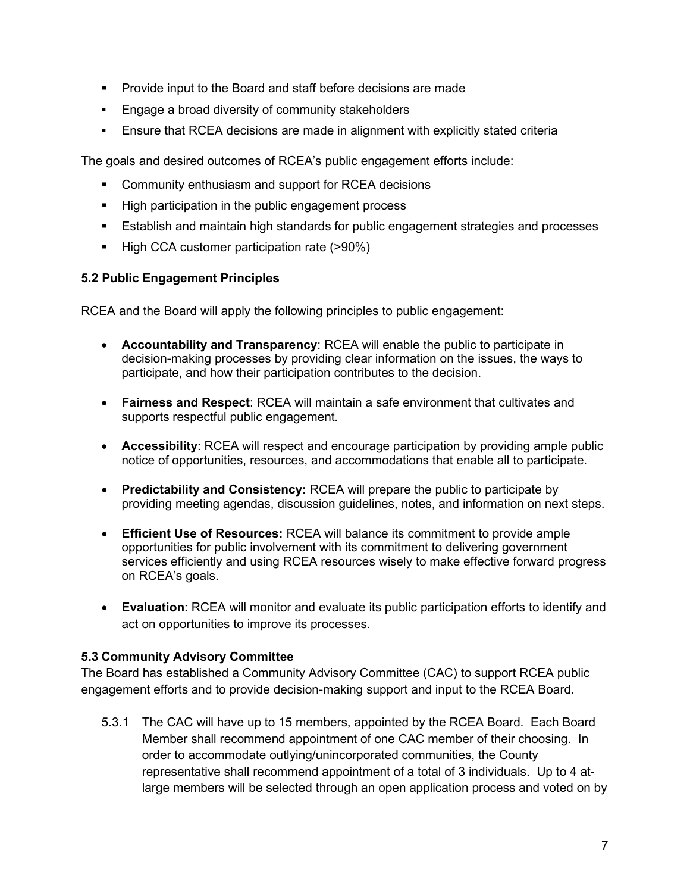- Provide input to the Board and staff before decisions are made
- Engage a broad diversity of community stakeholders
- Ensure that RCEA decisions are made in alignment with explicitly stated criteria

The goals and desired outcomes of RCEA's public engagement efforts include:

- Community enthusiasm and support for RCEA decisions
- High participation in the public engagement process
- Establish and maintain high standards for public engagement strategies and processes
- High CCA customer participation rate (>90%)

### 5.2 Public Engagement Principles

RCEA and the Board will apply the following principles to public engagement:

- **Accountability and Transparency**: RCEA will enable the public to participate in decision-making processes by providing clear information on the issues, the ways to participate, and how their participation contributes to the decision.

- **Fairness and Respect**: RCEA will maintain a safe environment that cultivates and supports respectful public engagement.

- **Accessibility**: RCEA will respect and encourage participation by providing ample public notice of opportunities, resources, and accommodations that enable all to participate.

- **Predictability and Consistency:** RCEA will prepare the public to participate by providing meeting agendas, discussion guidelines, notes, and information on next steps.

- **Efficient Use of Resources:** RCEA will balance its commitment to provide ample opportunities for public involvement with its commitment to delivering government services efficiently and using RCEA resources wisely to make effective forward progress on RCEA's goals.

- **Evaluation**: RCEA will monitor and evaluate its public participation efforts to identify and act on opportunities to improve its processes.

### 5.3 Community Advisory Committee

The Board has established a Community Advisory Committee (CAC) to support RCEA public engagement efforts and to provide decision-making support and input to the RCEA Board.

5.3.1 The CAC will have up to 15 members, appointed by the RCEA Board. Each Board Member shall recommend appointment of one CAC member of their choosing. In order to accommodate outlying/unincorporated communities, the County representative shall recommend appointment of a total of 3 individuals. Up to 4 at-large members will be selected through an open application process and voted on by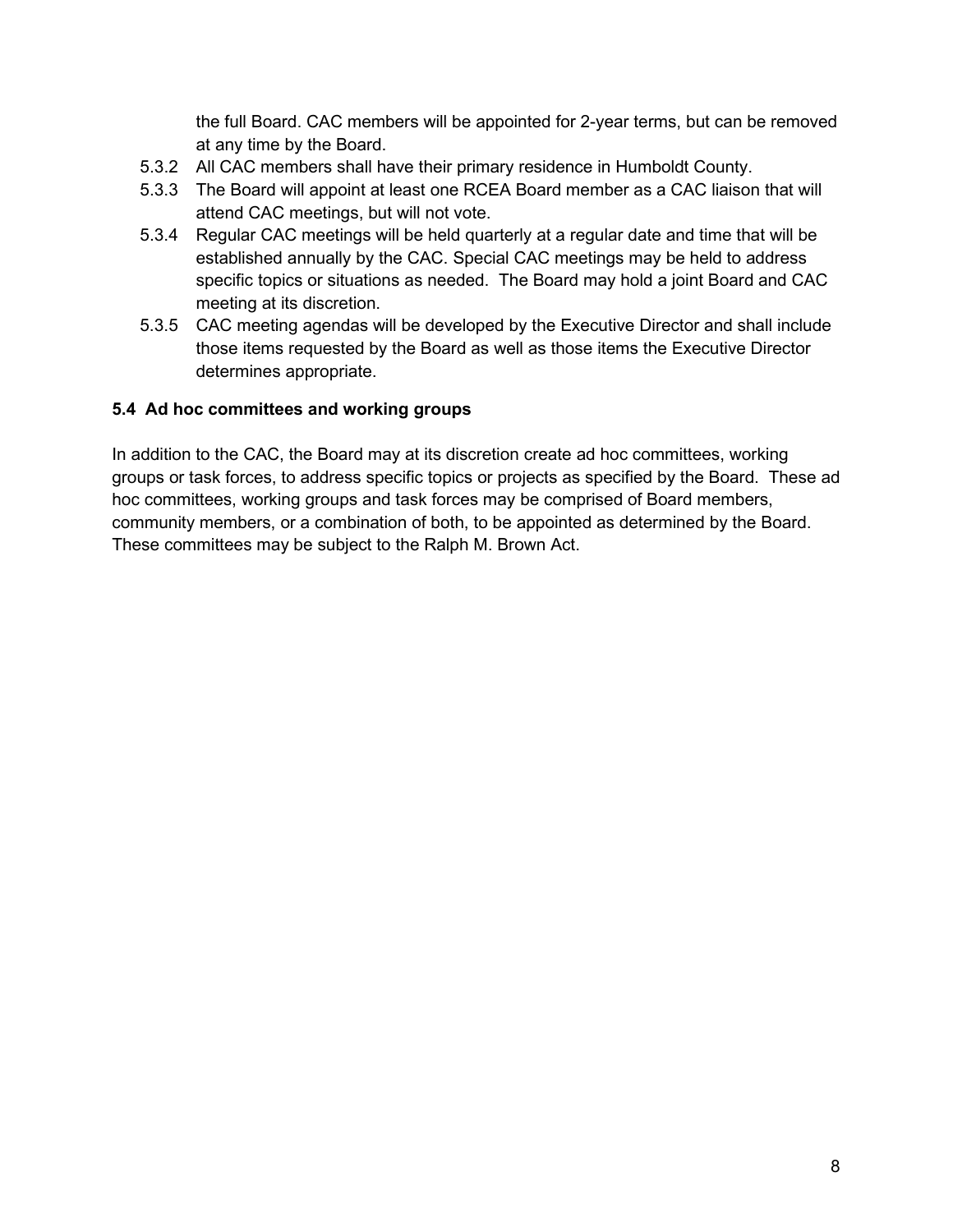the full Board. CAC members will be appointed for 2-year terms, but can be removed at any time by the Board.

5.3.2 All CAC members shall have their primary residence in Humboldt County.

5.3.3 The Board will appoint at least one RCEA Board member as a CAC liaison that will attend CAC meetings, but will not vote.

5.3.4 Regular CAC meetings will be held quarterly at a regular date and time that will be established annually by the CAC. Special CAC meetings may be held to address specific topics or situations as needed. The Board may hold a joint Board and CAC meeting at its discretion.

5.3.5 CAC meeting agendas will be developed by the Executive Director and shall include those items requested by the Board as well as those items the Executive Director determines appropriate.

### 5.4 Ad hoc committees and working groups

In addition to the CAC, the Board may at its discretion create ad hoc committees, working groups or task forces, to address specific topics or projects as specified by the Board. These ad hoc committees, working groups and task forces may be comprised of Board members, community members, or a combination of both, to be appointed as determined by the Board. These committees may be subject to the Ralph M. Brown Act.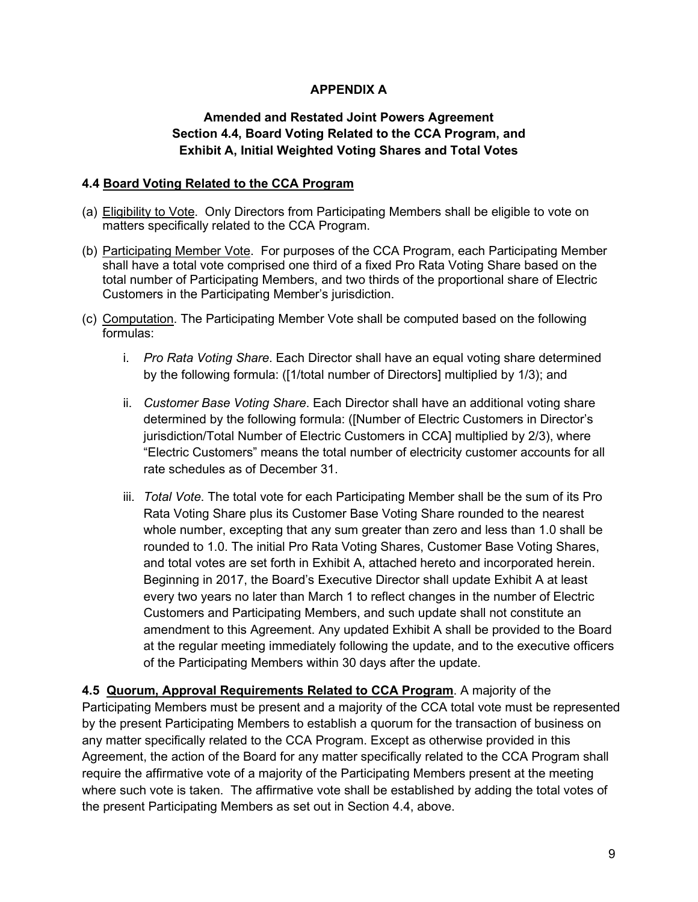# APPENDIX A

## Amended and Restated Joint Powers Agreement Section 4.4, Board Voting Related to the CCA Program, and Exhibit A, Initial Weighted Voting Shares and Total Votes

**4.4 <u>Board Voting Related to the CCA Program</u>**

(a) <u>Eligibility to Vote</u>. Only Directors from Participating Members shall be eligible to vote on matters specifically related to the CCA Program.

(b) <u>Participating Member Vote</u>. For purposes of the CCA Program, each Participating Member shall have a total vote comprised one third of a fixed Pro Rata Voting Share based on the total number of Participating Members, and two thirds of the proportional share of Electric Customers in the Participating Member's jurisdiction.

(c) <u>Computation</u>. The Participating Member Vote shall be computed based on the following formulas:

  i. *Pro Rata Voting Share*. Each Director shall have an equal voting share determined by the following formula: ([1/total number of Directors] multiplied by 1/3); and

  ii. *Customer Base Voting Share*. Each Director shall have an additional voting share determined by the following formula: ([Number of Electric Customers in Director's jurisdiction/Total Number of Electric Customers in CCA] multiplied by 2/3), where "Electric Customers" means the total number of electricity customer accounts for all rate schedules as of December 31.

  iii. *Total Vote*. The total vote for each Participating Member shall be the sum of its Pro Rata Voting Share plus its Customer Base Voting Share rounded to the nearest whole number, excepting that any sum greater than zero and less than 1.0 shall be rounded to 1.0. The initial Pro Rata Voting Shares, Customer Base Voting Shares, and total votes are set forth in Exhibit A, attached hereto and incorporated herein. Beginning in 2017, the Board's Executive Director shall update Exhibit A at least every two years no later than March 1 to reflect changes in the number of Electric Customers and Participating Members, and such update shall not constitute an amendment to this Agreement. Any updated Exhibit A shall be provided to the Board at the regular meeting immediately following the update, and to the executive officers of the Participating Members within 30 days after the update.

**4.5 <u>Quorum, Approval Requirements Related to CCA Program</u>**. A majority of the Participating Members must be present and a majority of the CCA total vote must be represented by the present Participating Members to establish a quorum for the transaction of business on any matter specifically related to the CCA Program. Except as otherwise provided in this Agreement, the action of the Board for any matter specifically related to the CCA Program shall require the affirmative vote of a majority of the Participating Members present at the meeting where such vote is taken. The affirmative vote shall be established by adding the total votes of the present Participating Members as set out in Section 4.4, above.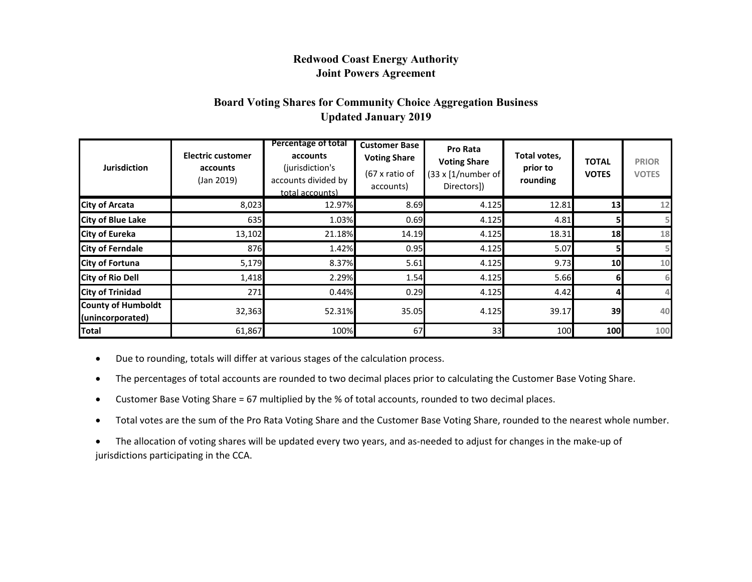# Redwood Coast Energy Authority
# Joint Powers Agreement

## Board Voting Shares for Community Choice Aggregation Business
## Updated January 2019

| Jurisdiction | Electric customer accounts (Jan 2019) | Percentage of total accounts (jurisdiction's accounts divided by total accounts) | Customer Base Voting Share (67 x ratio of accounts) | Pro Rata Voting Share (33 x [1/number of Directors]) | Total votes, prior to rounding | TOTAL VOTES | PRIOR VOTES |
|---|---|---|---|---|---|---|---|
| City of Arcata | 8,023 | 12.97% | 8.69 | 4.125 | 12.81 | **13** | 12 |
| City of Blue Lake | 635 | 1.03% | 0.69 | 4.125 | 4.81 | **5** | 5 |
| City of Eureka | 13,102 | 21.18% | 14.19 | 4.125 | 18.31 | **18** | 18 |
| City of Ferndale | 876 | 1.42% | 0.95 | 4.125 | 5.07 | **5** | 5 |
| City of Fortuna | 5,179 | 8.37% | 5.61 | 4.125 | 9.73 | **10** | 10 |
| City of Rio Dell | 1,418 | 2.29% | 1.54 | 4.125 | 5.66 | **6** | 6 |
| City of Trinidad | 271 | 0.44% | 0.29 | 4.125 | 4.42 | **4** | 4 |
| County of Humboldt (unincorporated) | 32,363 | 52.31% | 35.05 | 4.125 | 39.17 | **39** | 40 |
| Total | 61,867 | 100% | 67 | 33 | 100 | **100** | 100 |

- Due to rounding, totals will differ at various stages of the calculation process.
- The percentages of total accounts are rounded to two decimal places prior to calculating the Customer Base Voting Share.
- Customer Base Voting Share = 67 multiplied by the % of total accounts, rounded to two decimal places.
- Total votes are the sum of the Pro Rata Voting Share and the Customer Base Voting Share, rounded to the nearest whole number.
- The allocation of voting shares will be updated every two years, and as-needed to adjust for changes in the make-up of jurisdictions participating in the CCA.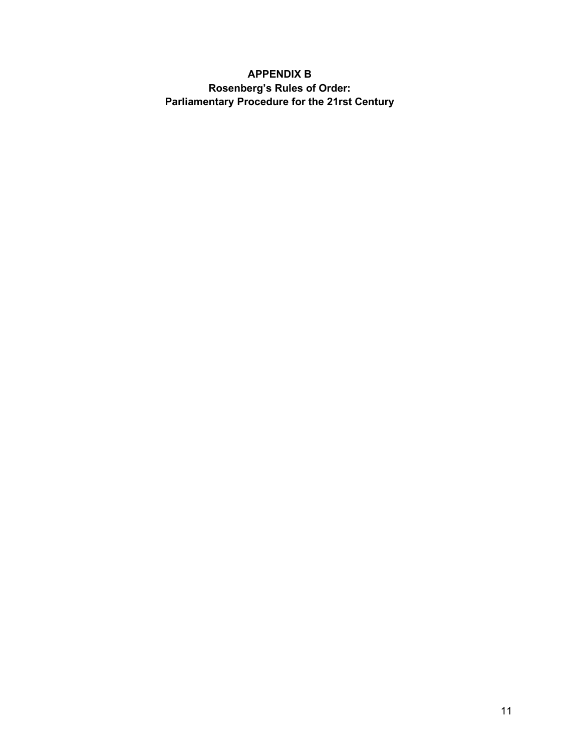# APPENDIX B
## Rosenberg's Rules of Order:
## Parliamentary Procedure for the 21rst Century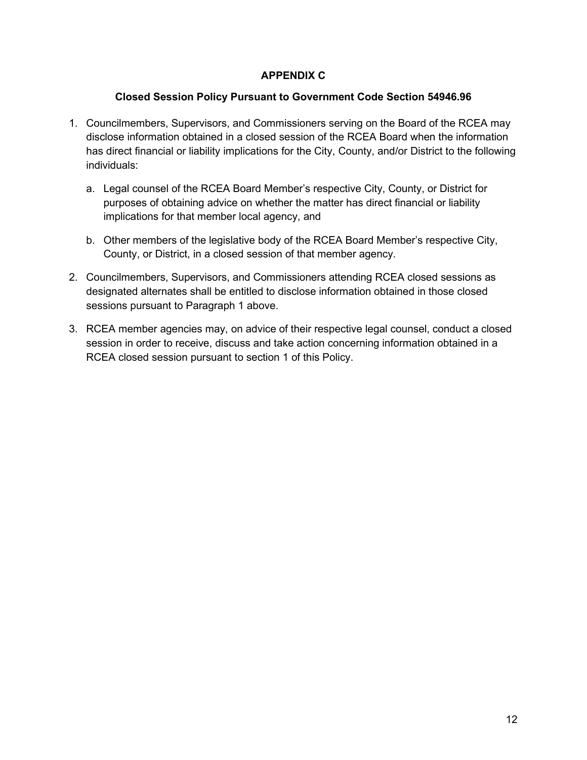## APPENDIX C

### Closed Session Policy Pursuant to Government Code Section 54946.96

1. Councilmembers, Supervisors, and Commissioners serving on the Board of the RCEA may disclose information obtained in a closed session of the RCEA Board when the information has direct financial or liability implications for the City, County, and/or District to the following individuals:

   a. Legal counsel of the RCEA Board Member's respective City, County, or District for purposes of obtaining advice on whether the matter has direct financial or liability implications for that member local agency, and

   b. Other members of the legislative body of the RCEA Board Member's respective City, County, or District, in a closed session of that member agency.

2. Councilmembers, Supervisors, and Commissioners attending RCEA closed sessions as designated alternates shall be entitled to disclose information obtained in those closed sessions pursuant to Paragraph 1 above.

3. RCEA member agencies may, on advice of their respective legal counsel, conduct a closed session in order to receive, discuss and take action concerning information obtained in a RCEA closed session pursuant to section 1 of this Policy.